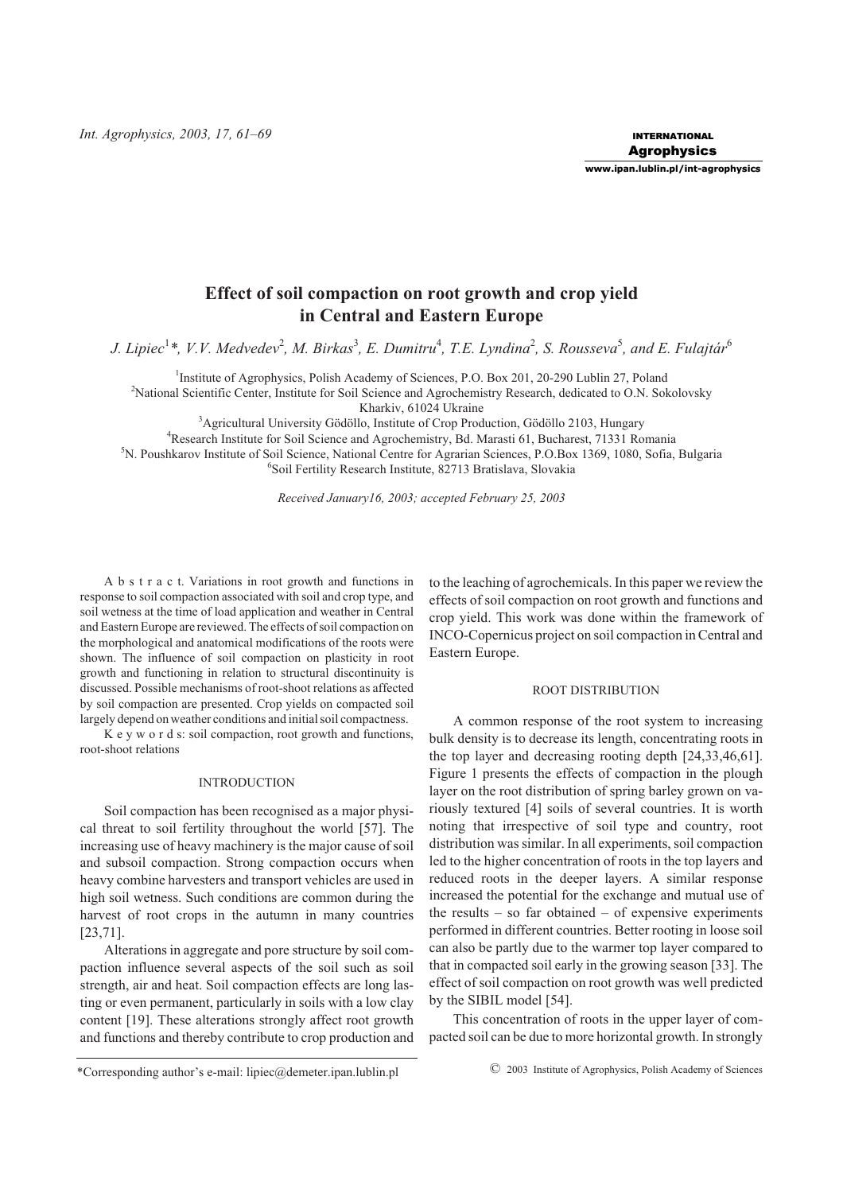# Effect of soil compaction on root growth and crop yield in Central and Eastern Europe

*J. Lipiec[1]\*, V.V. Medvedev[2], M. Birkas[3], E. Dumitru[4], T.E. Lyndina[2], S. Rousseva[5], and E. Fulajtár[6]*

[1]Institute of Agrophysics, Polish Academy of Sciences, P.O. Box 201, 20-290 Lublin 27, Poland
[2]National Scientific Center, Institute for Soil Science and Agrochemistry Research, dedicated to O.N. Sokolovsky Kharkiv, 61024 Ukraine
[3]Agricultural University Gödöllo, Institute of Crop Production, Gödöllo 2103, Hungary
[4]Research Institute for Soil Science and Agrochemistry, Bd. Marasti 61, Bucharest, 71331 Romania
[5]N. Poushkarov Institute of Soil Science, National Centre for Agrarian Sciences, P.O.Box 1369, 1080, Sofia, Bulgaria
[6]Soil Fertility Research Institute, 82713 Bratislava, Slovakia

*Received January16, 2003; accepted February 25, 2003*

A b s t r a c t. Variations in root growth and functions in response to soil compaction associated with soil and crop type, and soil wetness at the time of load application and weather in Central and Eastern Europe are reviewed. The effects of soil compaction on the morphological and anatomical modifications of the roots were shown. The influence of soil compaction on plasticity in root growth and functioning in relation to structural discontinuity is discussed. Possible mechanisms of root-shoot relations as affected by soil compaction are presented. Crop yields on compacted soil largely depend on weather conditions and initial soil compactness.

K e y w o r d s: soil compaction, root growth and functions, root-shoot relations

## INTRODUCTION

Soil compaction has been recognised as a major physical threat to soil fertility throughout the world [57]. The increasing use of heavy machinery is the major cause of soil and subsoil compaction. Strong compaction occurs when heavy combine harvesters and transport vehicles are used in high soil wetness. Such conditions are common during the harvest of root crops in the autumn in many countries [23,71].

Alterations in aggregate and pore structure by soil compaction influence several aspects of the soil such as soil strength, air and heat. Soil compaction effects are long lasting or even permanent, particularly in soils with a low clay content [19]. These alterations strongly affect root growth and functions and thereby contribute to crop production and to the leaching of agrochemicals. In this paper we review the effects of soil compaction on root growth and functions and crop yield. This work was done within the framework of INCO-Copernicus project on soil compaction in Central and Eastern Europe.

## ROOT DISTRIBUTION

A common response of the root system to increasing bulk density is to decrease its length, concentrating roots in the top layer and decreasing rooting depth [24,33,46,61]. Figure 1 presents the effects of compaction in the plough layer on the root distribution of spring barley grown on variously textured [4] soils of several countries. It is worth noting that irrespective of soil type and country, root distribution was similar. In all experiments, soil compaction led to the higher concentration of roots in the top layers and reduced roots in the deeper layers. A similar response increased the potential for the exchange and mutual use of the results – so far obtained – of expensive experiments performed in different countries. Better rooting in loose soil can also be partly due to the warmer top layer compared to that in compacted soil early in the growing season [33]. The effect of soil compaction on root growth was well predicted by the SIBIL model [54].

This concentration of roots in the upper layer of compacted soil can be due to more horizontal growth. In strongly

\*Corresponding author's e-mail: lipiec@demeter.ipan.lublin.pl

© 2003 Institute of Agrophysics, Polish Academy of Sciences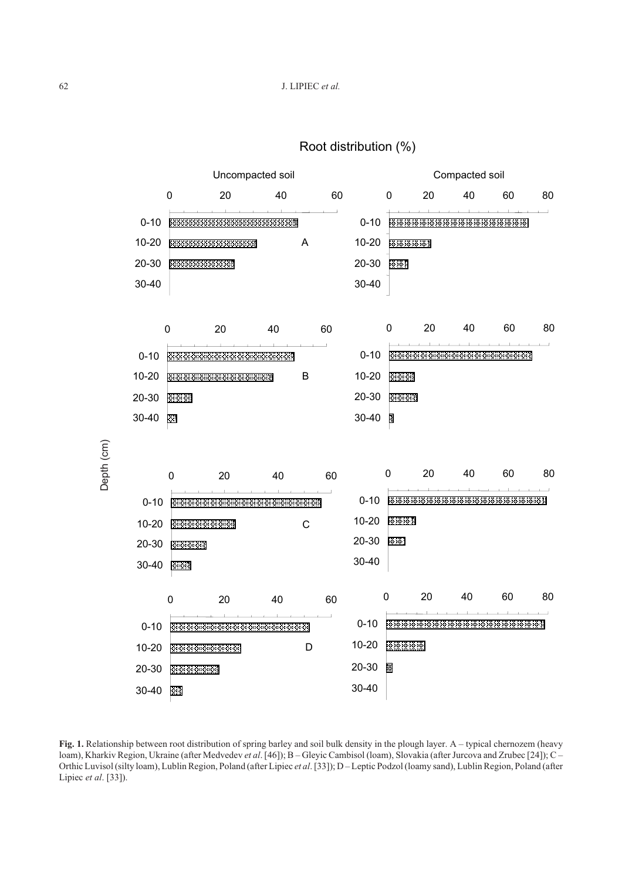**Fig. 1.** Relationship between root distribution of spring barley and soil bulk density in the plough layer. A – typical chernozem (heavy loam), Kharkiv Region, Ukraine (after Medvedev *et al*. [46]); B – Gleyic Cambisol (loam), Slovakia (after Jurcova and Zrubec [24]); C – Orthic Luvisol (silty loam), Lublin Region, Poland (after Lipiec *et al*. [33]); D – Leptic Podzol (loamy sand), Lublin Region, Poland (after Lipiec *et al*. [33]).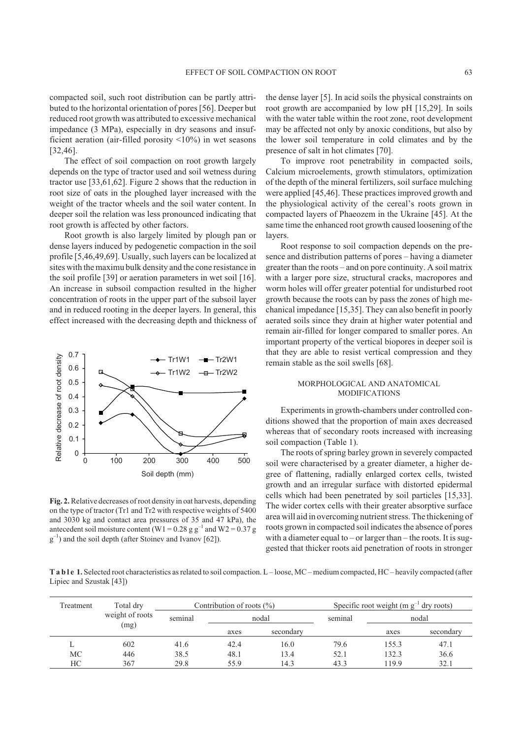compacted soil, such root distribution can be partly attributed to the horizontal orientation of pores [56]. Deeper but reduced root growth was attributed to excessive mechanical impedance (3 MPa), especially in dry seasons and insufficient aeration (air-filled porosity <10%) in wet seasons [32,46].

The effect of soil compaction on root growth largely depends on the type of tractor used and soil wetness during tractor use [33,61,62]. Figure 2 shows that the reduction in root size of oats in the ploughed layer increased with the weight of the tractor wheels and the soil water content. In deeper soil the relation was less pronounced indicating that root growth is affected by other factors.

Root growth is also largely limited by plough pan or dense layers induced by pedogenetic compaction in the soil profile [5,46,49,69]. Usually, such layers can be localized at sites with the maximu bulk density and the cone resistance in the soil profile [39] or aeration parameters in wet soil [16]. An increase in subsoil compaction resulted in the higher concentration of roots in the upper part of the subsoil layer and in reduced rooting in the deeper layers. In general, this effect increased with the decreasing depth and thickness of the dense layer [5]. In acid soils the physical constraints on root growth are accompanied by low pH [15,29]. In soils with the water table within the root zone, root development may be affected not only by anoxic conditions, but also by the lower soil temperature in cold climates and by the presence of salt in hot climates [70].

**Fig. 2.** Relative decreases of root density in oat harvests, depending on the type of tractor (Tr1 and Tr2 with respective weights of 5400 and 3030 kg and contact area pressures of 35 and 47 kPa), the antecedent soil moisture content (W1 = 0.28 g g$^{-1}$ and W2 = 0.37 g g$^{-1}$) and the soil depth (after Stoinev and Ivanov [62]).

To improve root penetrability in compacted soils, Calcium microelements, growth stimulators, optimization of the depth of the mineral fertilizers, soil surface mulching were applied [45,46]. These practices improved growth and the physiological activity of the cereal's roots grown in compacted layers of Phaeozem in the Ukraine [45]. At the same time the enhanced root growth caused loosening of the layers.

Root response to soil compaction depends on the presence and distribution patterns of pores – having a diameter greater than the roots – and on pore continuity. A soil matrix with a larger pore size, structural cracks, macropores and worm holes will offer greater potential for undisturbed root growth because the roots can by pass the zones of high mechanical impedance [15,35]. They can also benefit in poorly aerated soils since they drain at higher water potential and remain air-filled for longer compared to smaller pores. An important property of the vertical biopores in deeper soil is that they are able to resist vertical compression and they remain stable as the soil swells [68].

## MORPHOLOGICAL AND ANATOMICAL MODIFICATIONS

Experiments in growth-chambers under controlled conditions showed that the proportion of main axes decreased whereas that of secondary roots increased with increasing soil compaction (Table 1).

The roots of spring barley grown in severely compacted soil were characterised by a greater diameter, a higher degree of flattening, radially enlarged cortex cells, twisted growth and an irregular surface with distorted epidermal cells which had been penetrated by soil particles [15,33]. The wider cortex cells with their greater absorptive surface area will aid in overcoming nutrient stress. The thickening of roots grown in compacted soil indicates the absence of pores with a diameter equal to – or larger than – the roots. It is suggested that thicker roots aid penetration of roots in stronger

**Table 1.** Selected root characteristics as related to soil compaction. L – loose, MC – medium compacted, HC – heavily compacted (after Lipiec and Szustak [43])

| Treatment | Total dry weight of roots (mg) | Contribution of roots (%) | | | Specific root weight (m g$^{-1}$ dry roots) | | |
|---|---|---|---|---|---|---|---|
| | | seminal | nodal | | seminal | nodal | |
| | | | axes | secondary | | axes | secondary |
| L | 602 | 41.6 | 42.4 | 16.0 | 79.6 | 155.3 | 47.1 |
| MC | 446 | 38.5 | 48.1 | 13.4 | 52.1 | 132.3 | 36.6 |
| HC | 367 | 29.8 | 55.9 | 14.3 | 43.3 | 119.9 | 32.1 |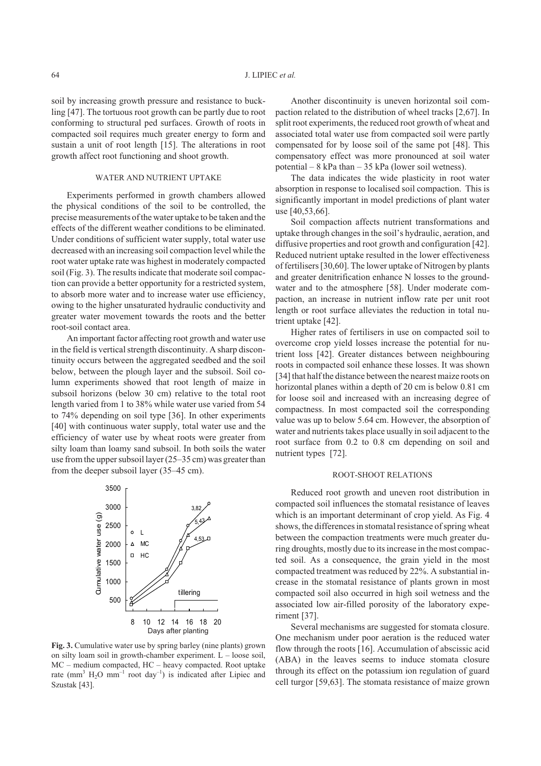soil by increasing growth pressure and resistance to buckling [47]. The tortuous root growth can be partly due to root conforming to structural ped surfaces. Growth of roots in compacted soil requires much greater energy to form and sustain a unit of root length [15]. The alterations in root growth affect root functioning and shoot growth.

## WATER AND NUTRIENT UPTAKE

Experiments performed in growth chambers allowed the physical conditions of the soil to be controlled, the precise measurements of the water uptake to be taken and the effects of the different weather conditions to be eliminated. Under conditions of sufficient water supply, total water use decreased with an increasing soil compaction level while the root water uptake rate was highest in moderately compacted soil (Fig. 3). The results indicate that moderate soil compaction can provide a better opportunity for a restricted system, to absorb more water and to increase water use efficiency, owing to the higher unsaturated hydraulic conductivity and greater water movement towards the roots and the better root-soil contact area.

An important factor affecting root growth and water use in the field is vertical strength discontinuity. A sharp discontinuity occurs between the aggregated seedbed and the soil below, between the plough layer and the subsoil. Soil column experiments showed that root length of maize in subsoil horizons (below 30 cm) relative to the total root length varied from 1 to 38% while water use varied from 54 to 74% depending on soil type [36]. In other experiments [40] with continuous water supply, total water use and the efficiency of water use by wheat roots were greater from silty loam than loamy sand subsoil. In both soils the water use from the upper subsoil layer (25–35 cm) was greater than from the deeper subsoil layer (35–45 cm).

**Fig. 3.** Cumulative water use by spring barley (nine plants) grown on silty loam soil in growth-chamber experiment. L – loose soil, MC – medium compacted, HC – heavy compacted. Root uptake rate (mm$^3$ $H_2O$ mm$^{-1}$ root day$^{-1}$) is indicated after Lipiec and Szustak [43].

Another discontinuity is uneven horizontal soil compaction related to the distribution of wheel tracks [2,67]. In split root experiments, the reduced root growth of wheat and associated total water use from compacted soil were partly compensated for by loose soil of the same pot [48]. This compensatory effect was more pronounced at soil water potential – 8 kPa than – 35 kPa (lower soil wetness).

The data indicates the wide plasticity in root water absorption in response to localised soil compaction. This is significantly important in model predictions of plant water use [40,53,66].

Soil compaction affects nutrient transformations and uptake through changes in the soil's hydraulic, aeration, and diffusive properties and root growth and configuration [42]. Reduced nutrient uptake resulted in the lower effectiveness of fertilisers [30,60]. The lower uptake of Nitrogen by plants and greater denitrification enhance N losses to the groundwater and to the atmosphere [58]. Under moderate compaction, an increase in nutrient inflow rate per unit root length or root surface alleviates the reduction in total nutrient uptake [42].

Higher rates of fertilisers in use on compacted soil to overcome crop yield losses increase the potential for nutrient loss [42]. Greater distances between neighbouring roots in compacted soil enhance these losses. It was shown [34] that half the distance between the nearest maize roots on horizontal planes within a depth of 20 cm is below 0.81 cm for loose soil and increased with an increasing degree of compactness. In most compacted soil the corresponding value was up to below 5.64 cm. However, the absorption of water and nutrients takes place usually in soil adjacent to the root surface from 0.2 to 0.8 cm depending on soil and nutrient types [72].

## ROOT-SHOOT RELATIONS

Reduced root growth and uneven root distribution in compacted soil influences the stomatal resistance of leaves which is an important determinant of crop yield. As Fig. 4 shows, the differences in stomatal resistance of spring wheat between the compaction treatments were much greater during droughts, mostly due to its increase in the most compacted soil. As a consequence, the grain yield in the most compacted treatment was reduced by 22%. A substantial increase in the stomatal resistance of plants grown in most compacted soil also occurred in high soil wetness and the associated low air-filled porosity of the laboratory experiment [37].

Several mechanisms are suggested for stomata closure. One mechanism under poor aeration is the reduced water flow through the roots [16]. Accumulation of abscissic acid (ABA) in the leaves seems to induce stomata closure through its effect on the potassium ion regulation of guard cell turgor [59,63]. The stomata resistance of maize grown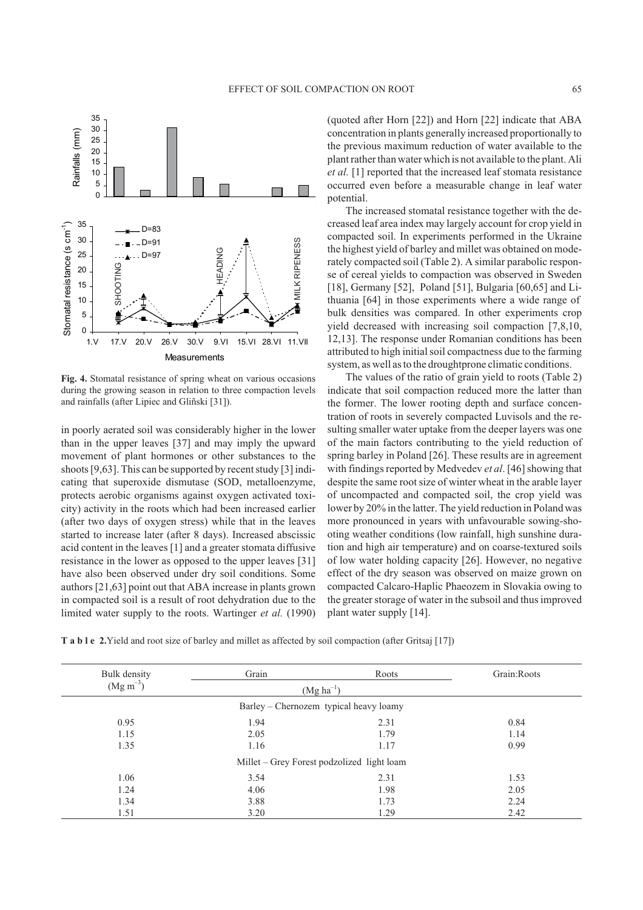**Fig. 4.** Stomatal resistance of spring wheat on various occasions during the growing season in relation to three compaction levels and rainfalls (after Lipiec and Gliñski [31]).

in poorly aerated soil was considerably higher in the lower than in the upper leaves [37] and may imply the upward movement of plant hormones or other substances to the shoots [9,63]. This can be supported by recent study [3] indicating that superoxide dismutase (SOD, metalloenzyme, protects aerobic organisms against oxygen activated toxicity) activity in the roots which had been increased earlier (after two days of oxygen stress) while that in the leaves started to increase later (after 8 days). Increased abscissic acid content in the leaves [1] and a greater stomata diffusive resistance in the lower as opposed to the upper leaves [31] have also been observed under dry soil conditions. Some authors [21,63] point out that ABA increase in plants grown in compacted soil is a result of root dehydration due to the limited water supply to the roots. Wartinger *et al.* (1990) (quoted after Horn [22]) and Horn [22] indicate that ABA concentration in plants generally increased proportionally to the previous maximum reduction of water available to the plant rather than water which is not available to the plant. Ali *et al.* [1] reported that the increased leaf stomata resistance occurred even before a measurable change in leaf water potential.

The increased stomatal resistance together with the decreased leaf area index may largely account for crop yield in compacted soil. In experiments performed in the Ukraine the highest yield of barley and millet was obtained on moderately compacted soil (Table 2). A similar parabolic response of cereal yields to compaction was observed in Sweden [18], Germany [52], Poland [51], Bulgaria [60,65] and Lithuania [64] in those experiments where a wide range of bulk densities was compared. In other experiments crop yield decreased with increasing soil compaction [7,8,10, 12,13]. The response under Romanian conditions has been attributed to high initial soil compactness due to the farming system, as well as to the droughtprone climatic conditions.

The values of the ratio of grain yield to roots (Table 2) indicate that soil compaction reduced more the latter than the former. The lower rooting depth and surface concentration of roots in severely compacted Luvisols and the resulting smaller water uptake from the deeper layers was one of the main factors contributing to the yield reduction of spring barley in Poland [26]. These results are in agreement with findings reported by Medvedev *et al*. [46] showing that despite the same root size of winter wheat in the arable layer of uncompacted and compacted soil, the crop yield was lower by 20% in the latter. The yield reduction in Poland was more pronounced in years with unfavourable sowing-shooting weather conditions (low rainfall, high sunshine duration and high air temperature) and on coarse-textured soils of low water holding capacity [26]. However, no negative effect of the dry season was observed on maize grown on compacted Calcaro-Haplic Phaeozem in Slovakia owing to the greater storage of water in the subsoil and thus improved plant water supply [14].

**Table 2.** Yield and root size of barley and millet as affected by soil compaction (after Gritsaj [17])

| Bulk density ($Mg\ m^{-3}$) | Grain | Roots | Grain:Roots |
|---|---|---|---|
| | ($Mg\ ha^{-1}$) | | |
| | Barley – Chernozem typical heavy loamy | | |
| 0.95 | 1.94 | 2.31 | 0.84 |
| 1.15 | 2.05 | 1.79 | 1.14 |
| 1.35 | 1.16 | 1.17 | 0.99 |
| | Millet – Grey Forest podzolized light loam | | |
| 1.06 | 3.54 | 2.31 | 1.53 |
| 1.24 | 4.06 | 1.98 | 2.05 |
| 1.34 | 3.88 | 1.73 | 2.24 |
| 1.51 | 3.20 | 1.29 | 2.42 |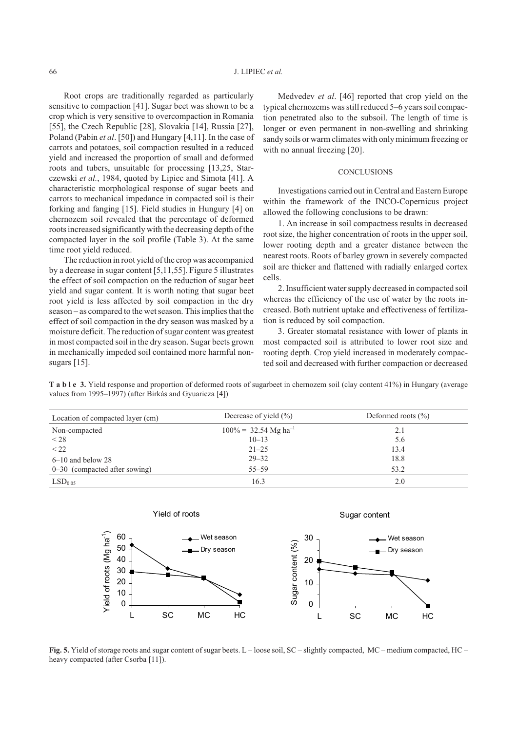Root crops are traditionally regarded as particularly sensitive to compaction [41]. Sugar beet was shown to be a crop which is very sensitive to overcompaction in Romania [55], the Czech Republic [28], Slovakia [14], Russia [27], Poland (Pabin *et al*. [50]) and Hungary [4,11]. In the case of carrots and potatoes, soil compaction resulted in a reduced yield and increased the proportion of small and deformed roots and tubers, unsuitable for processing [13,25, Starczewski *et al*., 1984, quoted by Lipiec and Simota [41]. A characteristic morphological response of sugar beets and carrots to mechanical impedance in compacted soil is their forking and fanging [15]. Field studies in Hungary [4] on chernozem soil revealed that the percentage of deformed roots increased significantly with the decreasing depth of the compacted layer in the soil profile (Table 3). At the same time root yield reduced.

The reduction in root yield of the crop was accompanied by a decrease in sugar content [5,11,55]. Figure 5 illustrates the effect of soil compaction on the reduction of sugar beet yield and sugar content. It is worth noting that sugar beet root yield is less affected by soil compaction in the dry season – as compared to the wet season. This implies that the effect of soil compaction in the dry season was masked by a moisture deficit. The reduction of sugar content was greatest in most compacted soil in the dry season. Sugar beets grown in mechanically impeded soil contained more harmful nonsugars [15].

Medvedev *et al*. [46] reported that crop yield on the typical chernozems was still reduced 5–6 years soil compaction penetrated also to the subsoil. The length of time is longer or even permanent in non-swelling and shrinking sandy soils or warm climates with only minimum freezing or with no annual freezing [20].

## CONCLUSIONS

Investigations carried out in Central and Eastern Europe within the framework of the INCO-Copernicus project allowed the following conclusions to be drawn:

1. An increase in soil compactness results in decreased root size, the higher concentration of roots in the upper soil, lower rooting depth and a greater distance between the nearest roots. Roots of barley grown in severely compacted soil are thicker and flattened with radially enlarged cortex cells.

2. Insufficient water supply decreased in compacted soil whereas the efficiency of the use of water by the roots increased. Both nutrient uptake and effectiveness of fertilization is reduced by soil compaction.

3. Greater stomatal resistance with lower of plants in most compacted soil is attributed to lower root size and rooting depth. Crop yield increased in moderately compacted soil and decreased with further compaction or decreased

**Table 3.** Yield response and proportion of deformed roots of sugarbeet in chernozem soil (clay content 41%) in Hungary (average values from 1995–1997) (after Birkás and Gyuaricza [4])

| Location of compacted layer (cm) | Decrease of yield (%) | Deformed roots (%) |
|---|---|---|
| Non-compacted | 100% = 32.54 Mg ha$^{-1}$ | 2.1 |
| < 28 | 10–13 | 5.6 |
| < 22 | 21–25 | 13.4 |
| 6–10 and below 28 | 29–32 | 18.8 |
| 0–30 (compacted after sowing) | 55–59 | 53.2 |
| $LSD_{0.05}$ | 16.3 | 2.0 |

**Fig. 5.** Yield of storage roots and sugar content of sugar beets. L – loose soil, SC – slightly compacted, MC – medium compacted, HC – heavy compacted (after Csorba [11]).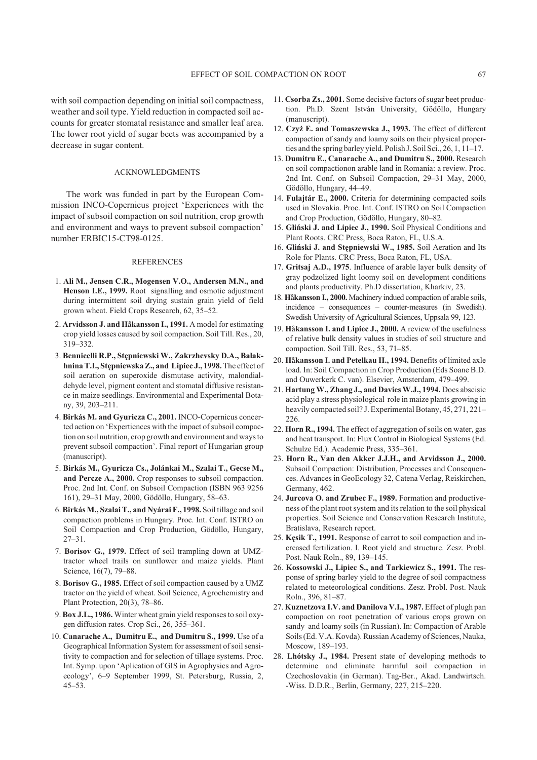with soil compaction depending on initial soil compactness, weather and soil type. Yield reduction in compacted soil accounts for greater stomatal resistance and smaller leaf area. The lower root yield of sugar beets was accompanied by a decrease in sugar content.

## ACKNOWLEDGMENTS

The work was funded in part by the European Commission INCO-Copernicus project 'Experiences with the impact of subsoil compaction on soil nutrition, crop growth and environment and ways to prevent subsoil compaction' number ERBIC15-CT98-0125.

## REFERENCES

1. **Ali M., Jensen C.R., Mogensen V.O., Andersen M.N., and Henson I.E., 1999.** Root signalling and osmotic adjustment during intermittent soil drying sustain grain yield of field grown wheat. Field Crops Research, 62, 35–52.
2. **Arvidsson J. and Håkansson I., 1991.** A model for estimating crop yield losses caused by soil compaction. Soil Till. Res., 20, 319–332.
3. **Bennicelli R.P., Stępniewski W., Zakrzhevsky D.A., Balakhnina T.I., Stępniewska Z., and Lipiec J., 1998.** The effect of soil aeration on superoxide dismutase activity, malondialdehyde level, pigment content and stomatal diffusive resistance in maize seedlings. Environmental and Experimental Botany, 39, 203–211.
4. **Birkás M. and Gyuricza C., 2001.** INCO-Copernicus concerted action on 'Experiences with the impact of subsoil compaction on soil nutrition, crop growth and environment and ways to prevent subsoil compaction'. Final report of Hungarian group (manuscript).
5. **Birkás M., Gyuricza Cs., Jolánkai M., Szalai T., Gecse M., and Percze A., 2000.** Crop responses to subsoil compaction. Proc. 2nd Int. Conf. on Subsoil Compaction (ISBN 963 9256 161), 29–31 May, 2000, Gödöllo, Hungary, 58–63.
6. **Birkás M., Szalai T., and Nyárai F., 1998.** Soil tillage and soil compaction problems in Hungary. Proc. Int. Conf. ISTRO on Soil Compaction and Crop Production, Gödöllo, Hungary, 27–31.
7. **Borisov G., 1979.** Effect of soil trampling down at UMZ-tractor wheel trails on sunflower and maize yields. Plant Science, 16(7), 79–88.
8. **Borisov G., 1985.** Effect of soil compaction caused by a UMZ tractor on the yield of wheat. Soil Science, Agrochemistry and Plant Protection, 20(3), 78–86.
9. **Box J.L., 1986.** Winter wheat grain yield responses to soil oxygen diffusion rates. Crop Sci., 26, 355–361.
10. **Canarache A., Dumitru E., and Dumitru S., 1999.** Use of a Geographical Information System for assessment of soil sensitivity to compaction and for selection of tillage systems. Proc. Int. Symp. upon 'Aplication of GIS in Agrophysics and Agroecology', 6–9 September 1999, St. Petersburg, Russia, 2, 45–53.
11. **Csorba Zs., 2001.** Some decisive factors of sugar beet production. Ph.D. Szent István University, Gödöllo, Hungary (manuscript).
12. **Czyż E. and Tomaszewska J., 1993.** The effect of different compaction of sandy and loamy soils on their physical properties and the spring barley yield. Polish J. Soil Sci., 26, 1, 11–17.
13. **Dumitru E., Canarache A., and Dumitru S., 2000.** Research on soil compactionon arable land in Romania: a review. Proc. 2nd Int. Conf. on Subsoil Compaction, 29–31 May, 2000, Gödöllo, Hungary, 44–49.
14. **Fulajtár E., 2000.** Criteria for determining compacted soils used in Slovakia. Proc. Int. Conf. ISTRO on Soil Compaction and Crop Production, Gödöllo, Hungary, 80–82.
15. **Gliński J. and Lipiec J., 1990.** Soil Physical Conditions and Plant Roots. CRC Press, Boca Raton, FL, U.S.A.
16. **Gliński J. and Stępniewski W., 1985.** Soil Aeration and Its Role for Plants. CRC Press, Boca Raton, FL, USA.
17. **Gritsaj A.D., 1975**. Influence of arable layer bulk density of gray podzolized light loomy soil on development conditions and plants productivity. Ph.D dissertation, Kharkiv, 23.
18. **Håkansson I., 2000.** Machinery indued compaction of arable soils, incidence – consequences – counter-measures (in Swedish). Swedish University of Agricultural Sciences, Uppsala 99, 123.
19. **Håkansson I. and Lipiec J., 2000.** A review of the usefulness of relative bulk density values in studies of soil structure and compaction. Soil Till. Res., 53, 71–85.
20. **Håkansson I. and Petelkau H., 1994.** Benefits of limited axle load. In: Soil Compaction in Crop Production (Eds Soane B.D. and Ouwerkerk C. van). Elsevier, Amsterdam, 479–499.
21. **Hartung W., Zhang J., and Davies W.J., 1994.** Does abscisic acid play a stress physiological role in maize plants growing in heavily compacted soil? J. Experimental Botany, 45, 271, 221–226.
22. **Horn R., 1994.** The effect of aggregation of soils on water, gas and heat transport. In: Flux Control in Biological Systems (Ed. Schulze Ed.). Academic Press, 335–361.
23. **Horn R., Van den Akker J.J.H., and Arvidsson J., 2000.** Subsoil Compaction: Distribution, Processes and Consequences. Advances in GeoEcology 32, Catena Verlag, Reiskirchen, Germany, 462.
24. **Jurcova O. and Zrubec F., 1989.** Formation and productiveness of the plant root system and its relation to the soil physical properties. Soil Science and Conservation Research Institute, Bratislava, Research report.
25. **Kęsik T., 1991.** Response of carrot to soil compaction and increased fertilization. I. Root yield and structure. Zesz. Probl. Post. Nauk Roln., 89, 139–145.
26. **Kossowski J., Lipiec S., and Tarkiewicz S., 1991.** The response of spring barley yield to the degree of soil compactness related to meteorological conditions. Zesz. Probl. Post. Nauk Roln., 396, 81–87.
27. **Kuznetzova I.V. and Danilova V.I., 1987.** Effect of plugh pan compaction on root penetration of various crops grown on sandy and loamy soils (in Russian). In: Compaction of Arable Soils (Ed. V.A. Kovda). Russian Academy of Sciences, Nauka, Moscow, 189–193.
28. **Lhótsky J., 1984.** Present state of developing methods to determine and eliminate harmful soil compaction in Czechoslovakia (in German). Tag-Ber., Akad. Landwirtsch. -Wiss. D.D.R., Berlin, Germany, 227, 215–220.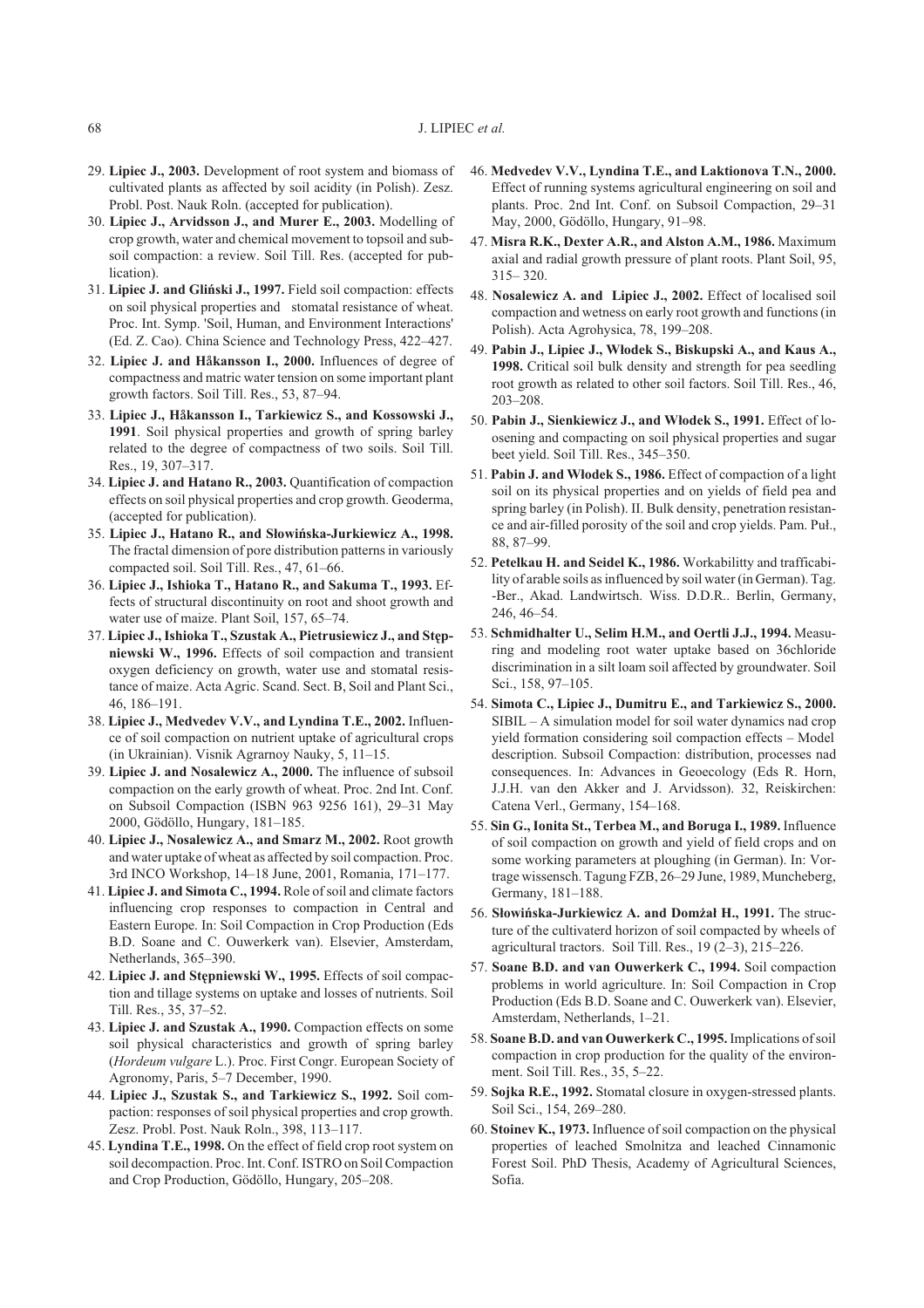29. **Lipiec J., 2003.** Development of root system and biomass of cultivated plants as affected by soil acidity (in Polish). Zesz. Probl. Post. Nauk Roln. (accepted for publication).
30. **Lipiec J., Arvidsson J., and Murer E., 2003.** Modelling of crop growth, water and chemical movement to topsoil and subsoil compaction: a review. Soil Till. Res. (accepted for publication).
31. **Lipiec J. and Gliński J., 1997.** Field soil compaction: effects on soil physical properties and stomatal resistance of wheat. Proc. Int. Symp. 'Soil, Human, and Environment Interactions' (Ed. Z. Cao). China Science and Technology Press, 422–427.
32. **Lipiec J. and Håkansson I., 2000.** Influences of degree of compactness and matric water tension on some important plant growth factors. Soil Till. Res., 53, 87–94.
33. **Lipiec J., Håkansson I., Tarkiewicz S., and Kossowski J., 1991**. Soil physical properties and growth of spring barley related to the degree of compactness of two soils. Soil Till. Res., 19, 307–317.
34. **Lipiec J. and Hatano R., 2003.** Quantification of compaction effects on soil physical properties and crop growth. Geoderma, (accepted for publication).
35. **Lipiec J., Hatano R., and Słowińska-Jurkiewicz A., 1998.** The fractal dimension of pore distribution patterns in variously compacted soil. Soil Till. Res., 47, 61–66.
36. **Lipiec J., Ishioka T., Hatano R., and Sakuma T., 1993.** Effects of structural discontinuity on root and shoot growth and water use of maize. Plant Soil, 157, 65–74.
37. **Lipiec J., Ishioka T., Szustak A., Pietrusiewicz J., and Stępniewski W., 1996.** Effects of soil compaction and transient oxygen deficiency on growth, water use and stomatal resistance of maize. Acta Agric. Scand. Sect. B, Soil and Plant Sci., 46, 186–191.
38. **Lipiec J., Medvedev V.V., and Lyndina T.E., 2002.** Influence of soil compaction on nutrient uptake of agricultural crops (in Ukrainian). Visnik Agrarnoy Nauky, 5, 11–15.
39. **Lipiec J. and Nosalewicz A., 2000.** The influence of subsoil compaction on the early growth of wheat. Proc. 2nd Int. Conf. on Subsoil Compaction (ISBN 963 9256 161), 29–31 May 2000, Gödöllo, Hungary, 181–185.
40. **Lipiec J., Nosalewicz A., and Smarz M., 2002.** Root growth and water uptake of wheat as affected by soil compaction. Proc. 3rd INCO Workshop, 14–18 June, 2001, Romania, 171–177.
41. **Lipiec J. and Simota C., 1994.** Role of soil and climate factors influencing crop responses to compaction in Central and Eastern Europe. In: Soil Compaction in Crop Production (Eds B.D. Soane and C. Ouwerkerk van). Elsevier, Amsterdam, Netherlands, 365–390.
42. **Lipiec J. and Stępniewski W., 1995.** Effects of soil compaction and tillage systems on uptake and losses of nutrients. Soil Till. Res., 35, 37–52.
43. **Lipiec J. and Szustak A., 1990.** Compaction effects on some soil physical characteristics and growth of spring barley (*Hordeum vulgare* L.). Proc. First Congr. European Society of Agronomy, Paris, 5–7 December, 1990.
44. **Lipiec J., Szustak S., and Tarkiewicz S., 1992.** Soil compaction: responses of soil physical properties and crop growth. Zesz. Probl. Post. Nauk Roln., 398, 113–117.
45. **Lyndina T.E., 1998.** On the effect of field crop root system on soil decompaction. Proc. Int. Conf. ISTRO on Soil Compaction and Crop Production, Gödöllo, Hungary, 205–208.
46. **Medvedev V.V., Lyndina T.E., and Laktionova T.N., 2000.** Effect of running systems agricultural engineering on soil and plants. Proc. 2nd Int. Conf. on Subsoil Compaction, 29–31 May, 2000, Gödöllo, Hungary, 91–98.
47. **Misra R.K., Dexter A.R., and Alston A.M., 1986.** Maximum axial and radial growth pressure of plant roots. Plant Soil, 95, 315– 320.
48. **Nosalewicz A. and Lipiec J., 2002.** Effect of localised soil compaction and wetness on early root growth and functions (in Polish). Acta Agrohysica, 78, 199–208.
49. **Pabin J., Lipiec J., Włodek S., Biskupski A., and Kaus A., 1998.** Critical soil bulk density and strength for pea seedling root growth as related to other soil factors. Soil Till. Res., 46, 203–208.
50. **Pabin J., Sienkiewicz J., and Włodek S., 1991.** Effect of loosening and compacting on soil physical properties and sugar beet yield. Soil Till. Res., 345–350.
51. **Pabin J. and Włodek S., 1986.** Effect of compaction of a light soil on its physical properties and on yields of field pea and spring barley (in Polish). II. Bulk density, penetration resistance and air-filled porosity of the soil and crop yields. Pam. Puł., 88, 87–99.
52. **Petelkau H. and Seidel K., 1986.** Workabilitty and trafficability of arable soils as influenced by soil water (in German). Tag. -Ber., Akad. Landwirtsch. Wiss. D.D.R.. Berlin, Germany, 246, 46–54.
53. **Schmidhalter U., Selim H.M., and Oertli J.J., 1994.** Measuring and modeling root water uptake based on 36chloride discrimination in a silt loam soil affected by groundwater. Soil Sci., 158, 97–105.
54. **Simota C., Lipiec J., Dumitru E., and Tarkiewicz S., 2000.** SIBIL – A simulation model for soil water dynamics nad crop yield formation considering soil compaction effects – Model description. Subsoil Compaction: distribution, processes nad consequences. In: Advances in Geoecology (Eds R. Horn, J.J.H. van den Akker and J. Arvidsson). 32, Reiskirchen: Catena Verl., Germany, 154–168.
55. **Sin G., Ionita St., Terbea M., and Boruga I., 1989.** Influence of soil compaction on growth and yield of field crops and on some working parameters at ploughing (in German). In: Vortrage wissensch. Tagung FZB, 26–29 June, 1989, Muncheberg, Germany, 181–188.
56. **Słowińska-Jurkiewicz A. and Domżał H., 1991.** The structure of the cultivaterd horizon of soil compacted by wheels of agricultural tractors. Soil Till. Res., 19 (2–3), 215–226.
57. **Soane B.D. and van Ouwerkerk C., 1994.** Soil compaction problems in world agriculture. In: Soil Compaction in Crop Production (Eds B.D. Soane and C. Ouwerkerk van). Elsevier, Amsterdam, Netherlands, 1–21.
58. **Soane B.D. and van Ouwerkerk C., 1995.** Implications of soil compaction in crop production for the quality of the environment. Soil Till. Res., 35, 5–22.
59. **Sojka R.E., 1992.** Stomatal closure in oxygen-stressed plants. Soil Sci., 154, 269–280.
60. **Stoinev K., 1973.** Influence of soil compaction on the physical properties of leached Smolnitza and leached Cinnamonic Forest Soil. PhD Thesis, Academy of Agricultural Sciences, Sofia.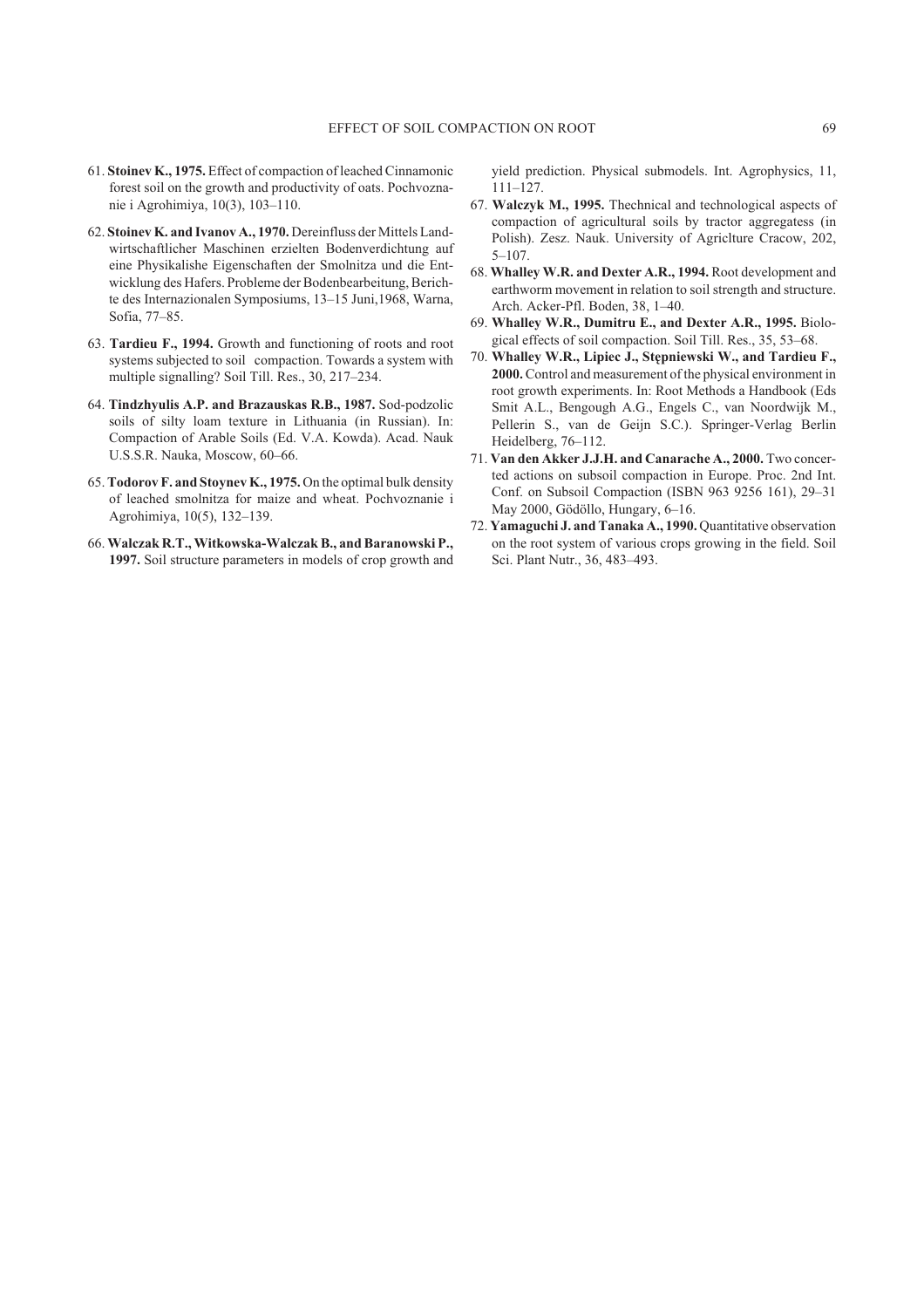61. **Stoinev K., 1975.** Effect of compaction of leached Cinnamonic forest soil on the growth and productivity of oats. Pochvoznanie i Agrohimiya, 10(3), 103–110.

62. **Stoinev K. and Ivanov A., 1970.** Dereinfluss der Mittels Landwirtschaftlicher Maschinen erzielten Bodenverdichtung auf eine Physikalishe Eigenschaften der Smolnitza und die Entwicklung des Hafers. Probleme der Bodenbearbeitung, Berichte des Internazionalen Symposiums, 13–15 Juni,1968, Warna, Sofia, 77–85.

63. **Tardieu F., 1994.** Growth and functioning of roots and root systems subjected to soil compaction. Towards a system with multiple signalling? Soil Till. Res., 30, 217–234.

64. **Tindzhyulis A.P. and Brazauskas R.B., 1987.** Sod-podzolic soils of silty loam texture in Lithuania (in Russian). In: Compaction of Arable Soils (Ed. V.A. Kowda). Acad. Nauk U.S.S.R. Nauka, Moscow, 60–66.

65. **Todorov F. and Stoynev K., 1975.** On the optimal bulk density of leached smolnitza for maize and wheat. Pochvoznanie i Agrohimiya, 10(5), 132–139.

66. **Walczak R.T., Witkowska-Walczak B., and Baranowski P., 1997.** Soil structure parameters in models of crop growth and yield prediction. Physical submodels. Int. Agrophysics, 11, 111–127.

67. **Walczyk M., 1995.** Thechnical and technological aspects of compaction of agricultural soils by tractor aggregatess (in Polish). Zesz. Nauk. University of Agriclture Cracow, 202, 5–107.

68. **Whalley W.R. and Dexter A.R., 1994.** Root development and earthworm movement in relation to soil strength and structure. Arch. Acker-Pfl. Boden, 38, 1–40.

69. **Whalley W.R., Dumitru E., and Dexter A.R., 1995.** Biological effects of soil compaction. Soil Till. Res., 35, 53–68.

70. **Whalley W.R., Lipiec J., Stępniewski W., and Tardieu F., 2000.** Control and measurement of the physical environment in root growth experiments. In: Root Methods a Handbook (Eds Smit A.L., Bengough A.G., Engels C., van Noordwijk M., Pellerin S., van de Geijn S.C.). Springer-Verlag Berlin Heidelberg, 76–112.

71. **Van den Akker J.J.H. and Canarache A., 2000.** Two concerted actions on subsoil compaction in Europe. Proc. 2nd Int. Conf. on Subsoil Compaction (ISBN 963 9256 161), 29–31 May 2000, Gödöllo, Hungary, 6–16.

72. **Yamaguchi J. and Tanaka A., 1990.** Quantitative observation on the root system of various crops growing in the field. Soil Sci. Plant Nutr., 36, 483–493.